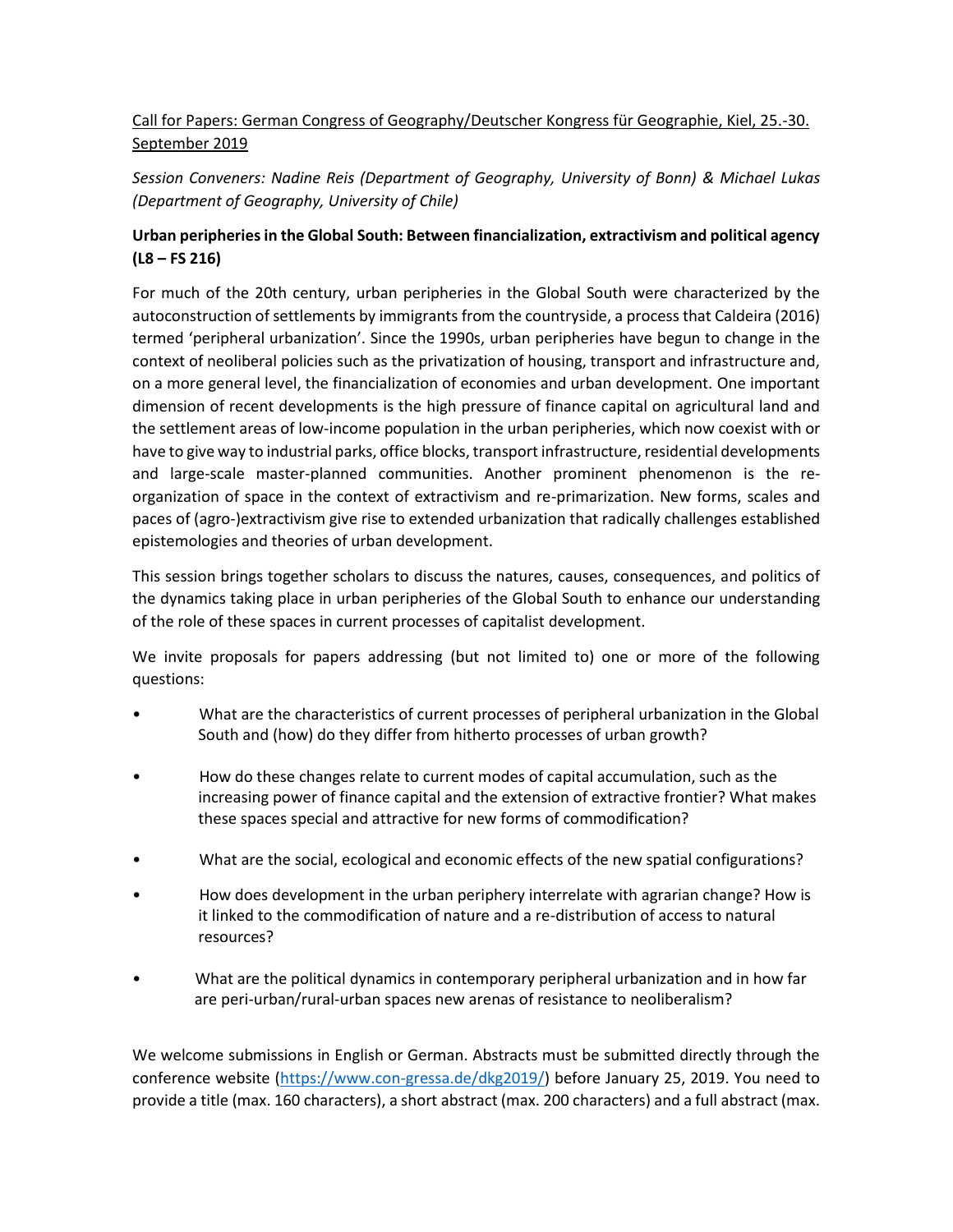Call for Papers: German Congress of Geography/Deutscher Kongress für Geographie, Kiel, 25.-30. September 2019

*Session Conveners: Nadine Reis (Department of Geography, University of Bonn) & Michael Lukas (Department of Geography, University of Chile)*

**Urban peripheries in the Global South: Between financialization, extractivism and political agency (L8 – FS 216)**

For much of the 20th century, urban peripheries in the Global South were characterized by the autoconstruction of settlements by immigrants from the countryside, a process that Caldeira (2016) termed 'peripheral urbanization'. Since the 1990s, urban peripheries have begun to change in the context of neoliberal policies such as the privatization of housing, transport and infrastructure and, on a more general level, the financialization of economies and urban development. One important dimension of recent developments is the high pressure of finance capital on agricultural land and the settlement areas of low-income population in the urban peripheries, which now coexist with or have to give way to industrial parks, office blocks, transport infrastructure, residential developments and large-scale master-planned communities. Another prominent phenomenon is the re-organization of space in the context of extractivism and re-primarization. New forms, scales and paces of (agro-)extractivism give rise to extended urbanization that radically challenges established epistemologies and theories of urban development.

This session brings together scholars to discuss the natures, causes, consequences, and politics of the dynamics taking place in urban peripheries of the Global South to enhance our understanding of the role of these spaces in current processes of capitalist development.

We invite proposals for papers addressing (but not limited to) one or more of the following questions:

- What are the characteristics of current processes of peripheral urbanization in the Global South and (how) do they differ from hitherto processes of urban growth?
- How do these changes relate to current modes of capital accumulation, such as the increasing power of finance capital and the extension of extractive frontier? What makes these spaces special and attractive for new forms of commodification?
- What are the social, ecological and economic effects of the new spatial configurations?
- How does development in the urban periphery interrelate with agrarian change? How is it linked to the commodification of nature and a re-distribution of access to natural resources?
- What are the political dynamics in contemporary peripheral urbanization and in how far are peri-urban/rural-urban spaces new arenas of resistance to neoliberalism?

We welcome submissions in English or German. Abstracts must be submitted directly through the conference website (https://www.con-gressa.de/dkg2019/) before January 25, 2019. You need to provide a title (max. 160 characters), a short abstract (max. 200 characters) and a full abstract (max.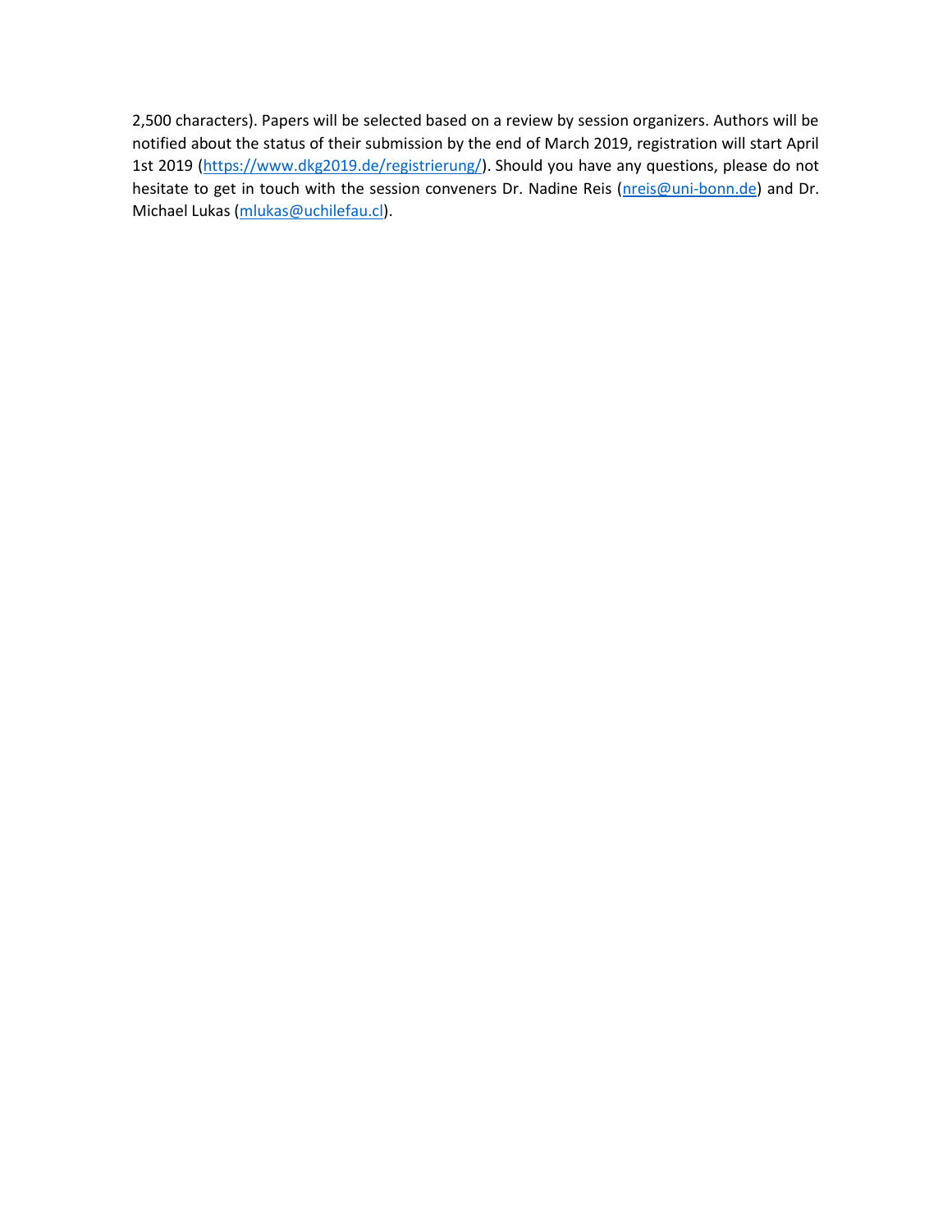2,500 characters). Papers will be selected based on a review by session organizers. Authors will be notified about the status of their submission by the end of March 2019, registration will start April 1st 2019 (https://www.dkg2019.de/registrierung/). Should you have any questions, please do not hesitate to get in touch with the session conveners Dr. Nadine Reis (nreis@uni-bonn.de) and Dr. Michael Lukas (mlukas@uchilefau.cl).